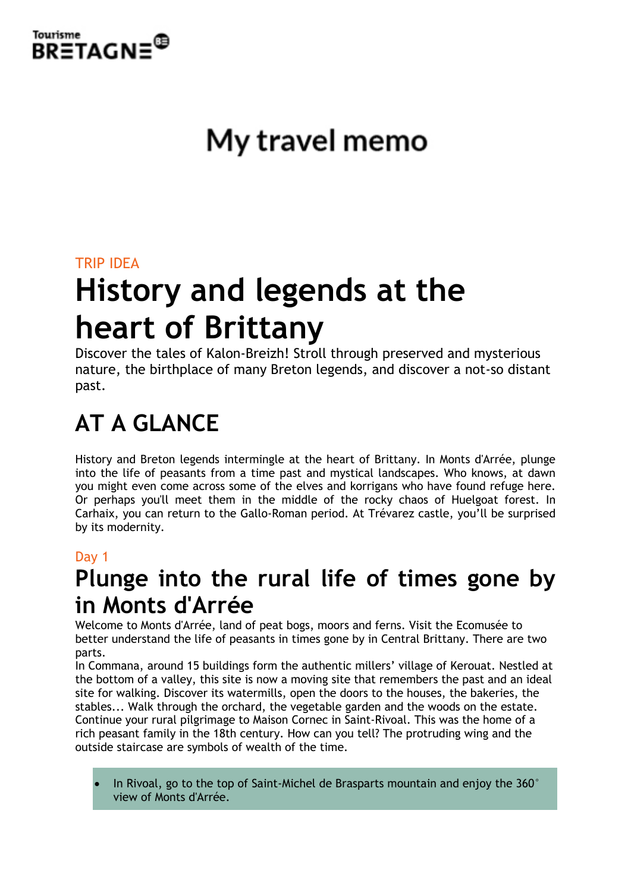Tourisme BRETAGNE

# My travel memo

TRIP IDEA

# History and legends at the heart of Brittany

Discover the tales of Kalon-Breizh! Stroll through preserved and mysterious nature, the birthplace of many Breton legends, and discover a not-so distant past.

## AT A GLANCE

History and Breton legends intermingle at the heart of Brittany. In Monts d'Arrée, plunge into the life of peasants from a time past and mystical landscapes. Who knows, at dawn you might even come across some of the elves and korrigans who have found refuge here. Or perhaps you'll meet them in the middle of the rocky chaos of Huelgoat forest. In Carhaix, you can return to the Gallo-Roman period. At Trévarez castle, you'll be surprised by its modernity.

Day 1

## Plunge into the rural life of times gone by in Monts d'Arrée

Welcome to Monts d'Arrée, land of peat bogs, moors and ferns. Visit the Ecomusée to better understand the life of peasants in times gone by in Central Brittany. There are two parts.

In Commana, around 15 buildings form the authentic millers' village of Kerouat. Nestled at the bottom of a valley, this site is now a moving site that remembers the past and an ideal site for walking. Discover its watermills, open the doors to the houses, the bakeries, the stables... Walk through the orchard, the vegetable garden and the woods on the estate. Continue your rural pilgrimage to Maison Cornec in Saint-Rivoal. This was the home of a rich peasant family in the 18th century. How can you tell? The protruding wing and the outside staircase are symbols of wealth of the time.

- In Rivoal, go to the top of Saint-Michel de Brasparts mountain and enjoy the 360° view of Monts d'Arrée.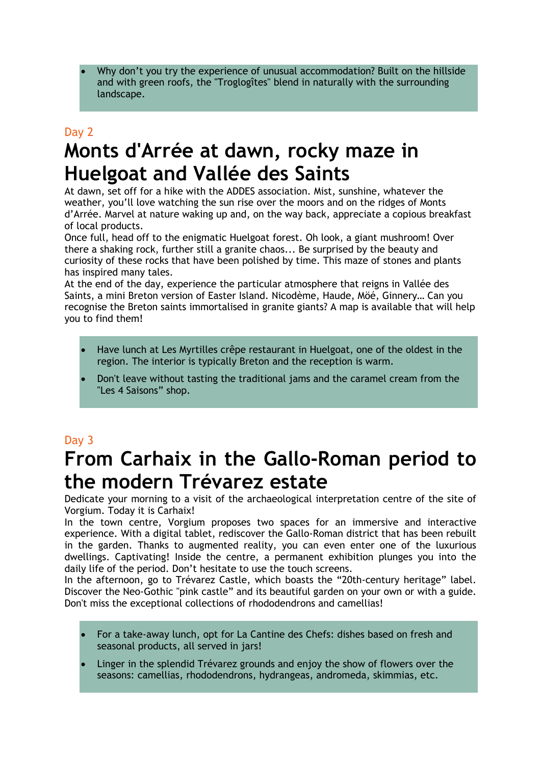- Why don't you try the experience of unusual accommodation? Built on the hillside and with green roofs, the "Troglogîtes" blend in naturally with the surrounding landscape.

Day 2

# Monts d'Arrée at dawn, rocky maze in Huelgoat and Vallée des Saints

At dawn, set off for a hike with the ADDES association. Mist, sunshine, whatever the weather, you'll love watching the sun rise over the moors and on the ridges of Monts d'Arrée. Marvel at nature waking up and, on the way back, appreciate a copious breakfast of local products.

Once full, head off to the enigmatic Huelgoat forest. Oh look, a giant mushroom! Over there a shaking rock, further still a granite chaos... Be surprised by the beauty and curiosity of these rocks that have been polished by time. This maze of stones and plants has inspired many tales.

At the end of the day, experience the particular atmosphere that reigns in Vallée des Saints, a mini Breton version of Easter Island. Nicodème, Haude, Möé, Ginnery… Can you recognise the Breton saints immortalised in granite giants? A map is available that will help you to find them!

- Have lunch at Les Myrtilles crêpe restaurant in Huelgoat, one of the oldest in the region. The interior is typically Breton and the reception is warm.
- Don't leave without tasting the traditional jams and the caramel cream from the "Les 4 Saisons" shop.

Day 3

# From Carhaix in the Gallo-Roman period to the modern Trévarez estate

Dedicate your morning to a visit of the archaeological interpretation centre of the site of Vorgium. Today it is Carhaix!

In the town centre, Vorgium proposes two spaces for an immersive and interactive experience. With a digital tablet, rediscover the Gallo-Roman district that has been rebuilt in the garden. Thanks to augmented reality, you can even enter one of the luxurious dwellings. Captivating! Inside the centre, a permanent exhibition plunges you into the daily life of the period. Don't hesitate to use the touch screens.

In the afternoon, go to Trévarez Castle, which boasts the "20th-century heritage" label. Discover the Neo-Gothic "pink castle" and its beautiful garden on your own or with a guide. Don't miss the exceptional collections of rhododendrons and camellias!

- For a take-away lunch, opt for La Cantine des Chefs: dishes based on fresh and seasonal products, all served in jars!
- Linger in the splendid Trévarez grounds and enjoy the show of flowers over the seasons: camellias, rhododendrons, hydrangeas, andromeda, skimmias, etc.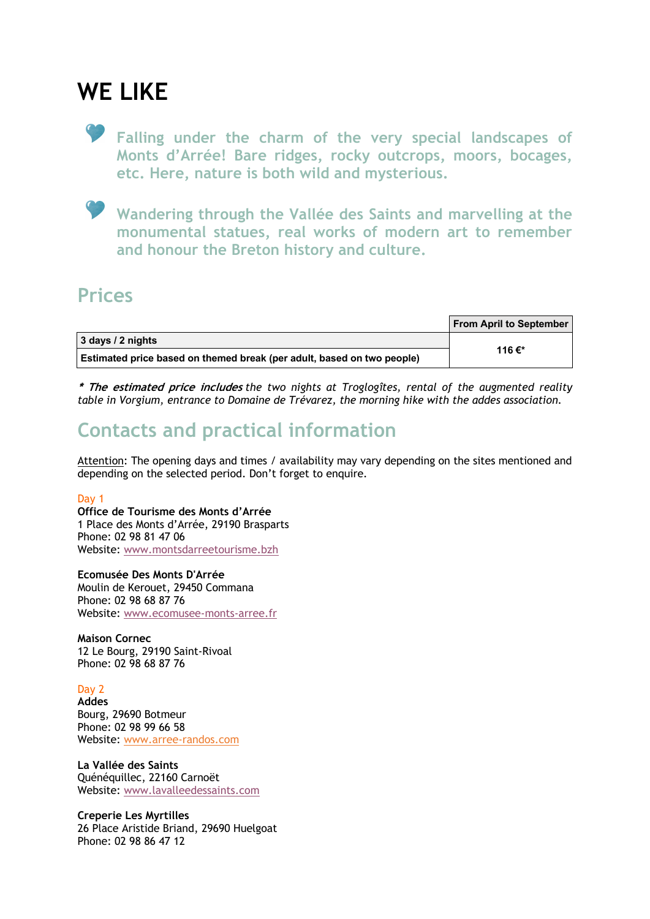# WE LIKE

- Falling under the charm of the very special landscapes of Monts d'Arrée! Bare ridges, rocky outcrops, moors, bocages, etc. Here, nature is both wild and mysterious.

- Wandering through the Vallée des Saints and marvelling at the monumental statues, real works of modern art to remember and honour the Breton history and culture.

## Prices

| | From April to September |
|---|---|
| **3 days / 2 nights** | **116 €*** |
| **Estimated price based on themed break (per adult, based on two people)** | |

*\* **The estimated price includes** the two nights at Troglogîtes, rental of the augmented reality table in Vorgium, entrance to Domaine de Trévarez, the morning hike with the addes association.*

## Contacts and practical information

Attention: The opening days and times / availability may vary depending on the sites mentioned and depending on the selected period. Don't forget to enquire.

Day 1

**Office de Tourisme des Monts d'Arrée**
1 Place des Monts d'Arrée, 29190 Brasparts
Phone: 02 98 81 47 06
Website: www.montsdarreetourisme.bzh

**Ecomusée Des Monts D'Arrée**
Moulin de Kerouet, 29450 Commana
Phone: 02 98 68 87 76
Website: www.ecomusee-monts-arree.fr

**Maison Cornec**
12 Le Bourg, 29190 Saint-Rivoal
Phone: 02 98 68 87 76

Day 2

**Addes**
Bourg, 29690 Botmeur
Phone: 02 98 99 66 58
Website: www.arree-randos.com

**La Vallée des Saints**
Quénéquillec, 22160 Carnoët
Website: www.lavalleedessaints.com

**Creperie Les Myrtilles**
26 Place Aristide Briand, 29690 Huelgoat
Phone: 02 98 86 47 12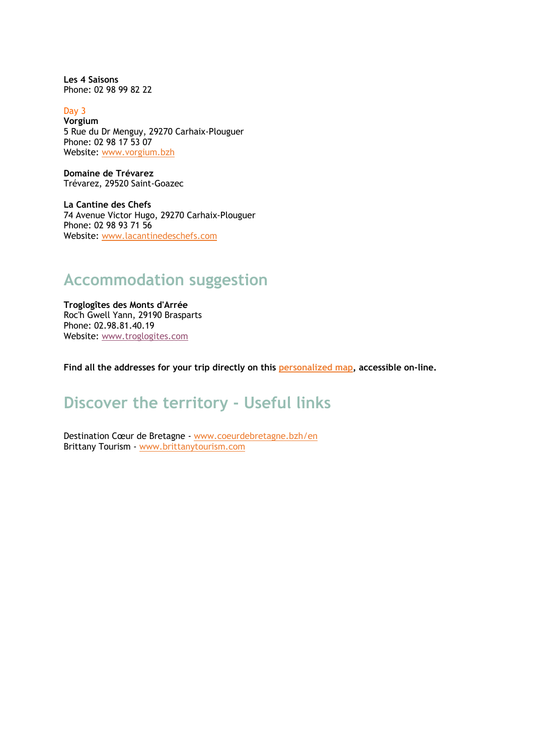**Les 4 Saisons**
Phone: 02 98 99 82 22

Day 3

**Vorgium**
5 Rue du Dr Menguy, 29270 Carhaix-Plouguer
Phone: 02 98 17 53 07
Website: [www.vorgium.bzh](www.vorgium.bzh)

**Domaine de Trévarez**
Trévarez, 29520 Saint-Goazec

**La Cantine des Chefs**
74 Avenue Victor Hugo, 29270 Carhaix-Plouguer
Phone: 02 98 93 71 56
Website: [www.lacantinedeschefs.com](www.lacantinedeschefs.com)

## Accommodation suggestion

**Troglogîtes des Monts d'Arrée**
Roc'h Gwell Yann, 29190 Brasparts
Phone: 02.98.81.40.19
Website: [www.troglogites.com](www.troglogites.com)

**Find all the addresses for your trip directly on this personalized map, accessible on-line.**

## Discover the territory - Useful links

Destination Cœur de Bretagne - [www.coeurdebretagne.bzh/en](www.coeurdebretagne.bzh/en)
Brittany Tourism - [www.brittanytourism.com](www.brittanytourism.com)